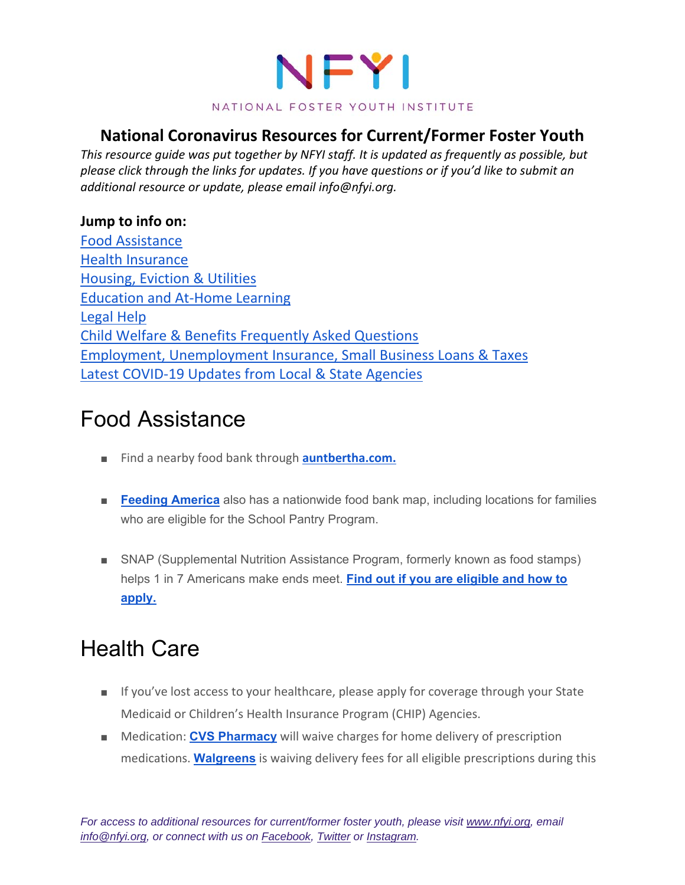NFYI

NATIONAL FOSTER YOUTH INSTITUTE

## National Coronavirus Resources for Current/Former Foster Youth

*This resource guide was put together by NFYI staff. It is updated as frequently as possible, but please click through the links for updates. If you have questions or if you'd like to submit an additional resource or update, please email info@nfyi.org.*

**Jump to info on:**

Food Assistance
Health Insurance
Housing, Eviction & Utilities
Education and At-Home Learning
Legal Help
Child Welfare & Benefits Frequently Asked Questions
Employment, Unemployment Insurance, Small Business Loans & Taxes
Latest COVID-19 Updates from Local & State Agencies

# Food Assistance

- Find a nearby food bank through **auntbertha.com.**
- **Feeding America** also has a nationwide food bank map, including locations for families who are eligible for the School Pantry Program.
- SNAP (Supplemental Nutrition Assistance Program, formerly known as food stamps) helps 1 in 7 Americans make ends meet. **Find out if you are eligible and how to apply.**

# Health Care

- If you've lost access to your healthcare, please apply for coverage through your State Medicaid or Children's Health Insurance Program (CHIP) Agencies.
- Medication: **CVS Pharmacy** will waive charges for home delivery of prescription medications. **Walgreens** is waiving delivery fees for all eligible prescriptions during this

*For access to additional resources for current/former foster youth, please visit www.nfyi.org, email info@nfyi.org, or connect with us on Facebook, Twitter or Instagram.*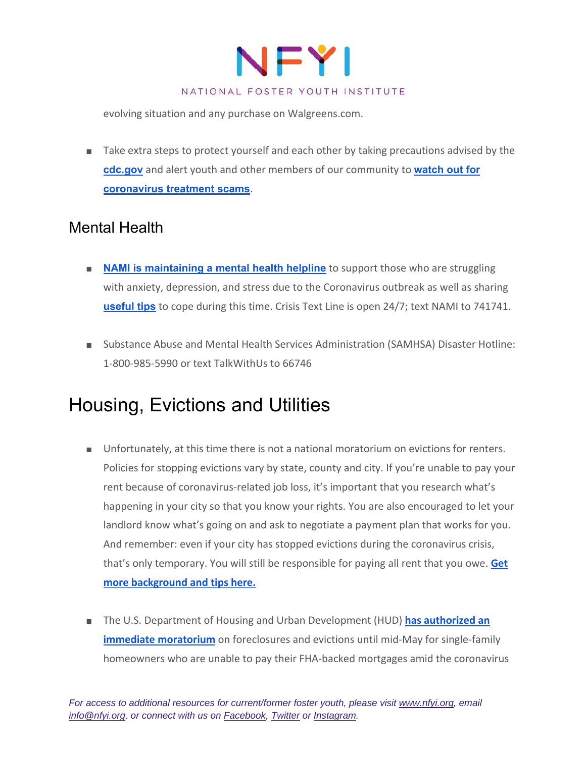evolving situation and any purchase on Walgreens.com.

- Take extra steps to protect yourself and each other by taking precautions advised by the **cdc.gov** and alert youth and other members of our community to **watch out for coronavirus treatment scams**.

## Mental Health

- **NAMI is maintaining a mental health helpline** to support those who are struggling with anxiety, depression, and stress due to the Coronavirus outbreak as well as sharing **useful tips** to cope during this time. Crisis Text Line is open 24/7; text NAMI to 741741.

- Substance Abuse and Mental Health Services Administration (SAMHSA) Disaster Hotline: 1-800-985-5990 or text TalkWithUs to 66746

# Housing, Evictions and Utilities

- Unfortunately, at this time there is not a national moratorium on evictions for renters. Policies for stopping evictions vary by state, county and city. If you're unable to pay your rent because of coronavirus-related job loss, it's important that you research what's happening in your city so that you know your rights. You are also encouraged to let your landlord know what's going on and ask to negotiate a payment plan that works for you. And remember: even if your city has stopped evictions during the coronavirus crisis, that's only temporary. You will still be responsible for paying all rent that you owe. **Get more background and tips here.**

- The U.S. Department of Housing and Urban Development (HUD) **has authorized an immediate moratorium** on foreclosures and evictions until mid-May for single-family homeowners who are unable to pay their FHA-backed mortgages amid the coronavirus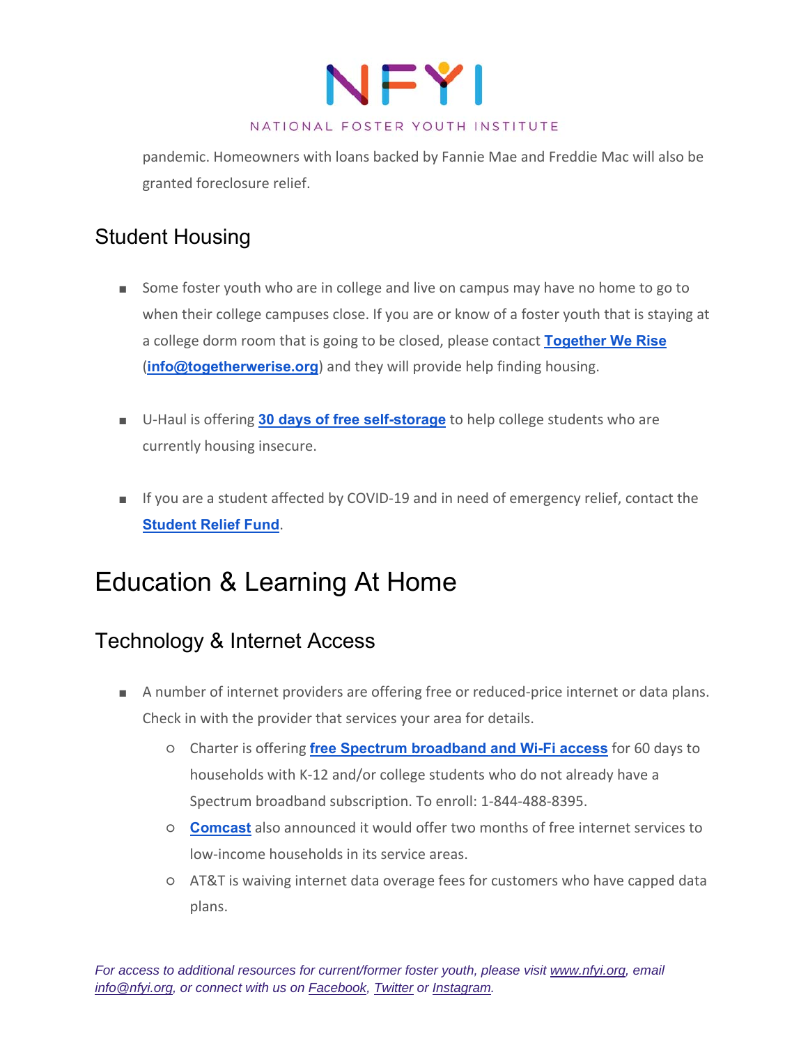pandemic. Homeowners with loans backed by Fannie Mae and Freddie Mac will also be granted foreclosure relief.

## Student Housing

- Some foster youth who are in college and live on campus may have no home to go to when their college campuses close. If you are or know of a foster youth that is staying at a college dorm room that is going to be closed, please contact **Together We Rise** (**info@togetherwerise.org**) and they will provide help finding housing.

- U-Haul is offering **30 days of free self-storage** to help college students who are currently housing insecure.

- If you are a student affected by COVID-19 and in need of emergency relief, contact the **Student Relief Fund**.

# Education & Learning At Home

## Technology & Internet Access

- A number of internet providers are offering free or reduced-price internet or data plans. Check in with the provider that services your area for details.
  - Charter is offering **free Spectrum broadband and Wi-Fi access** for 60 days to households with K-12 and/or college students who do not already have a Spectrum broadband subscription. To enroll: 1-844-488-8395.
  - **Comcast** also announced it would offer two months of free internet services to low-income households in its service areas.
  - AT&T is waiving internet data overage fees for customers who have capped data plans.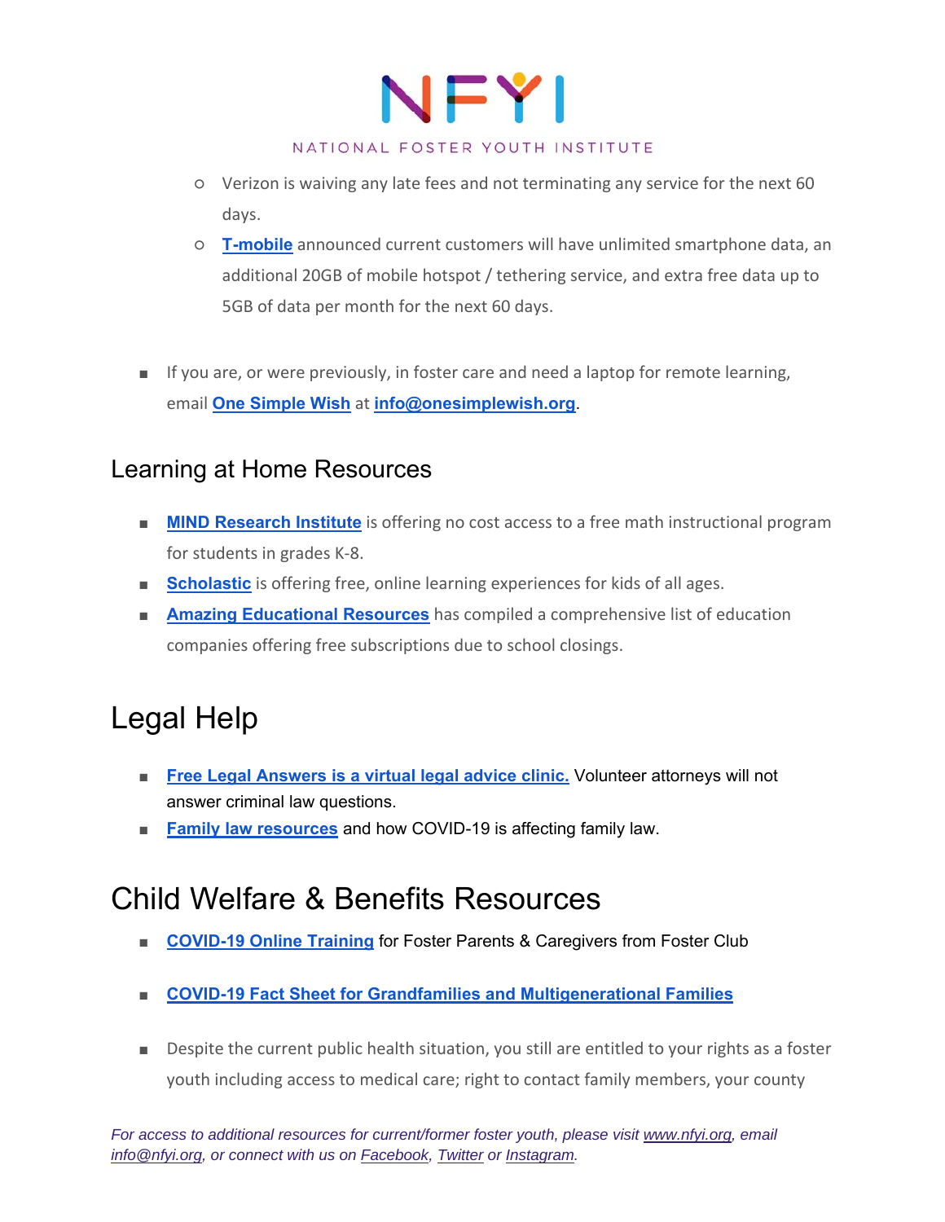- Verizon is waiving any late fees and not terminating any service for the next 60 days.
  - **T-mobile** announced current customers will have unlimited smartphone data, an additional 20GB of mobile hotspot / tethering service, and extra free data up to 5GB of data per month for the next 60 days.

- If you are, or were previously, in foster care and need a laptop for remote learning, email **One Simple Wish** at **info@onesimplewish.org**.

### Learning at Home Resources

- **MIND Research Institute** is offering no cost access to a free math instructional program for students in grades K-8.
- **Scholastic** is offering free, online learning experiences for kids of all ages.
- **Amazing Educational Resources** has compiled a comprehensive list of education companies offering free subscriptions due to school closings.

## Legal Help

- **Free Legal Answers is a virtual legal advice clinic.** Volunteer attorneys will not answer criminal law questions.
- **Family law resources** and how COVID-19 is affecting family law.

## Child Welfare & Benefits Resources

- **COVID-19 Online Training** for Foster Parents & Caregivers from Foster Club

- **COVID-19 Fact Sheet for Grandfamilies and Multigenerational Families**

- Despite the current public health situation, you still are entitled to your rights as a foster youth including access to medical care; right to contact family members, your county

*For access to additional resources for current/former foster youth, please visit www.nfyi.org, email info@nfyi.org, or connect with us on Facebook, Twitter or Instagram.*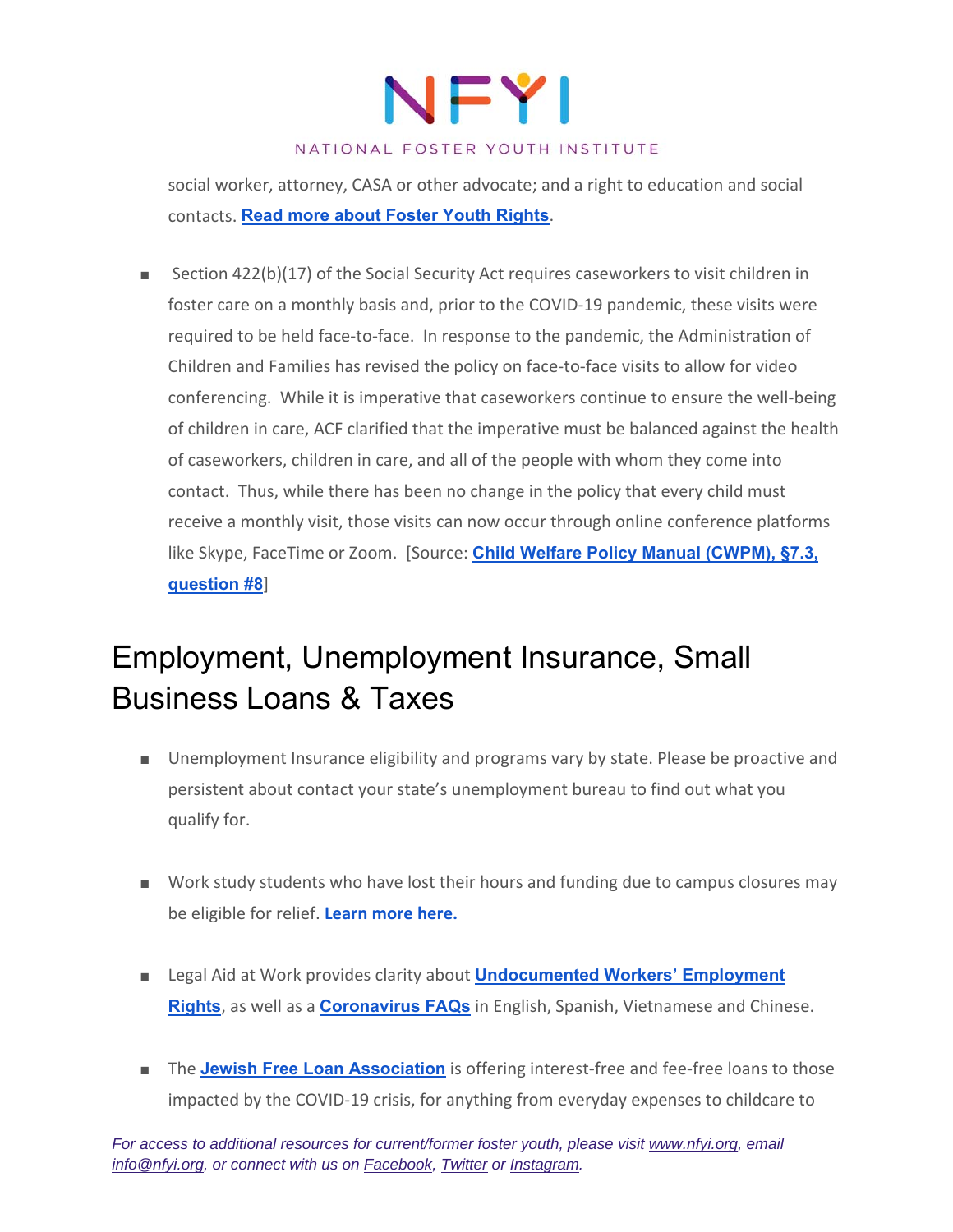social worker, attorney, CASA or other advocate; and a right to education and social contacts. **Read more about Foster Youth Rights**.

- Section 422(b)(17) of the Social Security Act requires caseworkers to visit children in foster care on a monthly basis and, prior to the COVID-19 pandemic, these visits were required to be held face-to-face. In response to the pandemic, the Administration of Children and Families has revised the policy on face-to-face visits to allow for video conferencing. While it is imperative that caseworkers continue to ensure the well-being of children in care, ACF clarified that the imperative must be balanced against the health of caseworkers, children in care, and all of the people with whom they come into contact. Thus, while there has been no change in the policy that every child must receive a monthly visit, those visits can now occur through online conference platforms like Skype, FaceTime or Zoom. [Source: **Child Welfare Policy Manual (CWPM), §7.3, question #8**]

# Employment, Unemployment Insurance, Small Business Loans & Taxes

- Unemployment Insurance eligibility and programs vary by state. Please be proactive and persistent about contact your state's unemployment bureau to find out what you qualify for.

- Work study students who have lost their hours and funding due to campus closures may be eligible for relief. **Learn more here.**

- Legal Aid at Work provides clarity about **Undocumented Workers' Employment Rights**, as well as a **Coronavirus FAQs** in English, Spanish, Vietnamese and Chinese.

- The **Jewish Free Loan Association** is offering interest-free and fee-free loans to those impacted by the COVID-19 crisis, for anything from everyday expenses to childcare to

*For access to additional resources for current/former foster youth, please visit www.nfyi.org, email info@nfyi.org, or connect with us on Facebook, Twitter or Instagram.*